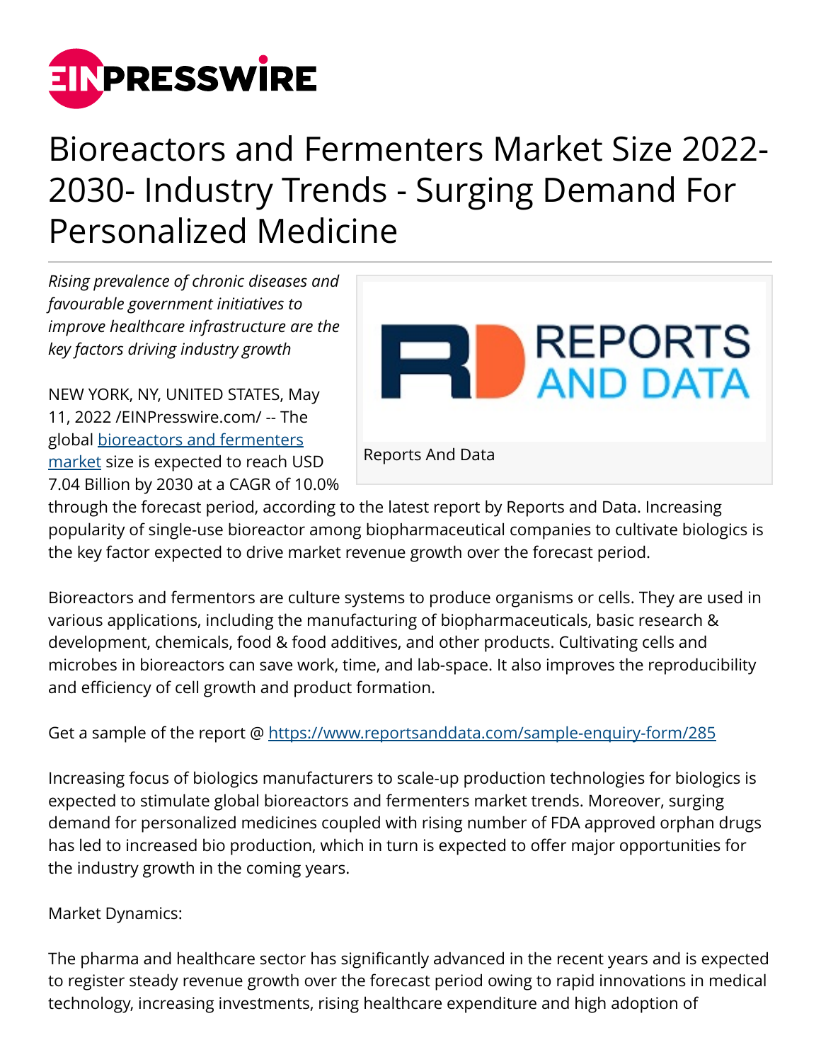# Bioreactors and Fermenters Market Size 2022-2030- Industry Trends - Surging Demand For Personalized Medicine

*Rising prevalence of chronic diseases and favourable government initiatives to improve healthcare infrastructure are the key factors driving industry growth*

Reports And Data

NEW YORK, NY, UNITED STATES, May 11, 2022 /EINPresswire.com/ -- The global bioreactors and fermenters market size is expected to reach USD 7.04 Billion by 2030 at a CAGR of 10.0% through the forecast period, according to the latest report by Reports and Data. Increasing popularity of single-use bioreactor among biopharmaceutical companies to cultivate biologics is the key factor expected to drive market revenue growth over the forecast period.

Bioreactors and fermentors are culture systems to produce organisms or cells. They are used in various applications, including the manufacturing of biopharmaceuticals, basic research & development, chemicals, food & food additives, and other products. Cultivating cells and microbes in bioreactors can save work, time, and lab-space. It also improves the reproducibility and efficiency of cell growth and product formation.

Get a sample of the report @ https://www.reportsanddata.com/sample-enquiry-form/285

Increasing focus of biologics manufacturers to scale-up production technologies for biologics is expected to stimulate global bioreactors and fermenters market trends. Moreover, surging demand for personalized medicines coupled with rising number of FDA approved orphan drugs has led to increased bio production, which in turn is expected to offer major opportunities for the industry growth in the coming years.

Market Dynamics:

The pharma and healthcare sector has significantly advanced in the recent years and is expected to register steady revenue growth over the forecast period owing to rapid innovations in medical technology, increasing investments, rising healthcare expenditure and high adoption of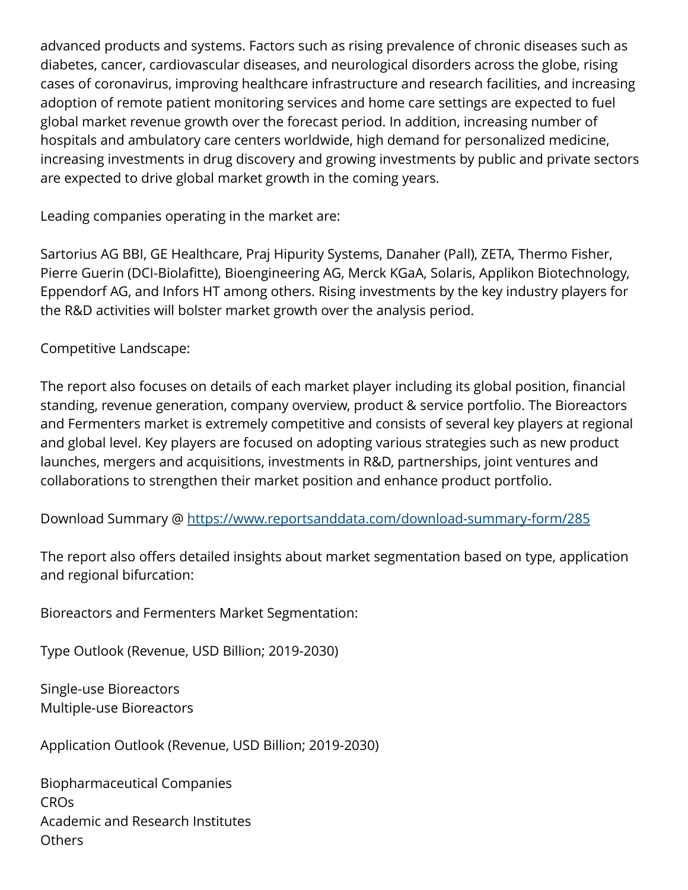advanced products and systems. Factors such as rising prevalence of chronic diseases such as diabetes, cancer, cardiovascular diseases, and neurological disorders across the globe, rising cases of coronavirus, improving healthcare infrastructure and research facilities, and increasing adoption of remote patient monitoring services and home care settings are expected to fuel global market revenue growth over the forecast period. In addition, increasing number of hospitals and ambulatory care centers worldwide, high demand for personalized medicine, increasing investments in drug discovery and growing investments by public and private sectors are expected to drive global market growth in the coming years.

Leading companies operating in the market are:

Sartorius AG BBI, GE Healthcare, Praj Hipurity Systems, Danaher (Pall), ZETA, Thermo Fisher, Pierre Guerin (DCI-Biolafitte), Bioengineering AG, Merck KGaA, Solaris, Applikon Biotechnology, Eppendorf AG, and Infors HT among others. Rising investments by the key industry players for the R&D activities will bolster market growth over the analysis period.

Competitive Landscape:

The report also focuses on details of each market player including its global position, financial standing, revenue generation, company overview, product & service portfolio. The Bioreactors and Fermenters market is extremely competitive and consists of several key players at regional and global level. Key players are focused on adopting various strategies such as new product launches, mergers and acquisitions, investments in R&D, partnerships, joint ventures and collaborations to strengthen their market position and enhance product portfolio.

Download Summary @ [https://www.reportsanddata.com/download-summary-form/285](https://www.reportsanddata.com/download-summary-form/285)

The report also offers detailed insights about market segmentation based on type, application and regional bifurcation:

Bioreactors and Fermenters Market Segmentation:

Type Outlook (Revenue, USD Billion; 2019-2030)

Single-use Bioreactors
Multiple-use Bioreactors

Application Outlook (Revenue, USD Billion; 2019-2030)

Biopharmaceutical Companies
CROs
Academic and Research Institutes
Others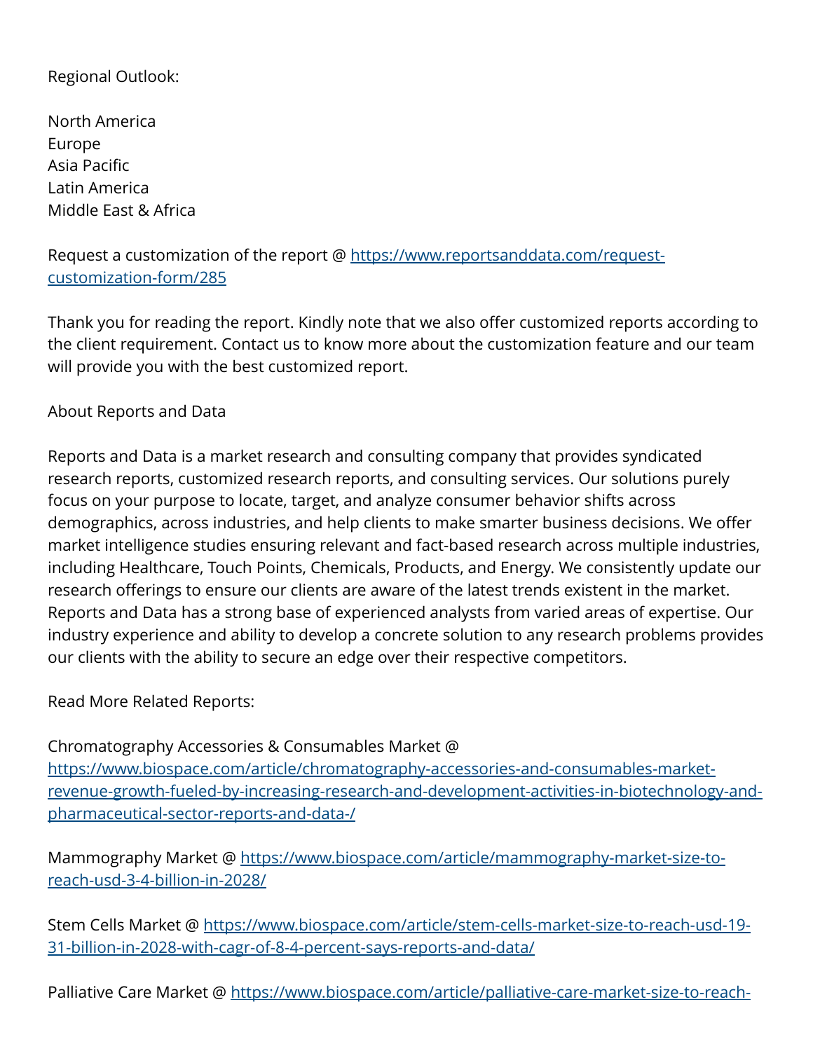Regional Outlook:

North America
Europe
Asia Pacific
Latin America
Middle East & Africa

Request a customization of the report @ https://www.reportsanddata.com/request-customization-form/285

Thank you for reading the report. Kindly note that we also offer customized reports according to the client requirement. Contact us to know more about the customization feature and our team will provide you with the best customized report.

About Reports and Data

Reports and Data is a market research and consulting company that provides syndicated research reports, customized research reports, and consulting services. Our solutions purely focus on your purpose to locate, target, and analyze consumer behavior shifts across demographics, across industries, and help clients to make smarter business decisions. We offer market intelligence studies ensuring relevant and fact-based research across multiple industries, including Healthcare, Touch Points, Chemicals, Products, and Energy. We consistently update our research offerings to ensure our clients are aware of the latest trends existent in the market. Reports and Data has a strong base of experienced analysts from varied areas of expertise. Our industry experience and ability to develop a concrete solution to any research problems provides our clients with the ability to secure an edge over their respective competitors.

Read More Related Reports:

Chromatography Accessories & Consumables Market @ https://www.biospace.com/article/chromatography-accessories-and-consumables-market-revenue-growth-fueled-by-increasing-research-and-development-activities-in-biotechnology-and-pharmaceutical-sector-reports-and-data-/

Mammography Market @ https://www.biospace.com/article/mammography-market-size-to-reach-usd-3-4-billion-in-2028/

Stem Cells Market @ https://www.biospace.com/article/stem-cells-market-size-to-reach-usd-19-31-billion-in-2028-with-cagr-of-8-4-percent-says-reports-and-data/

Palliative Care Market @ https://www.biospace.com/article/palliative-care-market-size-to-reach-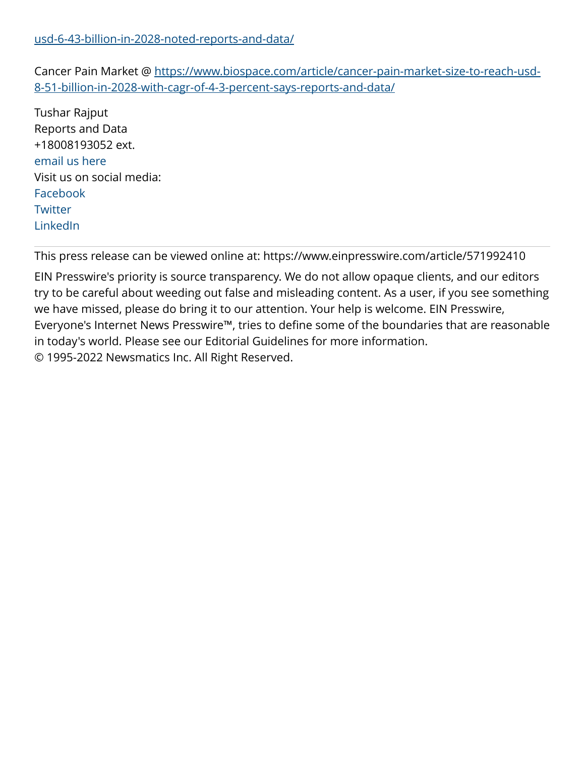usd-6-43-billion-in-2028-noted-reports-and-data/

Cancer Pain Market @ https://www.biospace.com/article/cancer-pain-market-size-to-reach-usd-8-51-billion-in-2028-with-cagr-of-4-3-percent-says-reports-and-data/

Tushar Rajput
Reports and Data
+18008193052 ext.
email us here
Visit us on social media:
Facebook
Twitter
LinkedIn

---

This press release can be viewed online at: https://www.einpresswire.com/article/571992410

EIN Presswire's priority is source transparency. We do not allow opaque clients, and our editors try to be careful about weeding out false and misleading content. As a user, if you see something we have missed, please do bring it to our attention. Your help is welcome. EIN Presswire, Everyone's Internet News Presswire™, tries to define some of the boundaries that are reasonable in today's world. Please see our Editorial Guidelines for more information.
© 1995-2022 Newsmatics Inc. All Right Reserved.